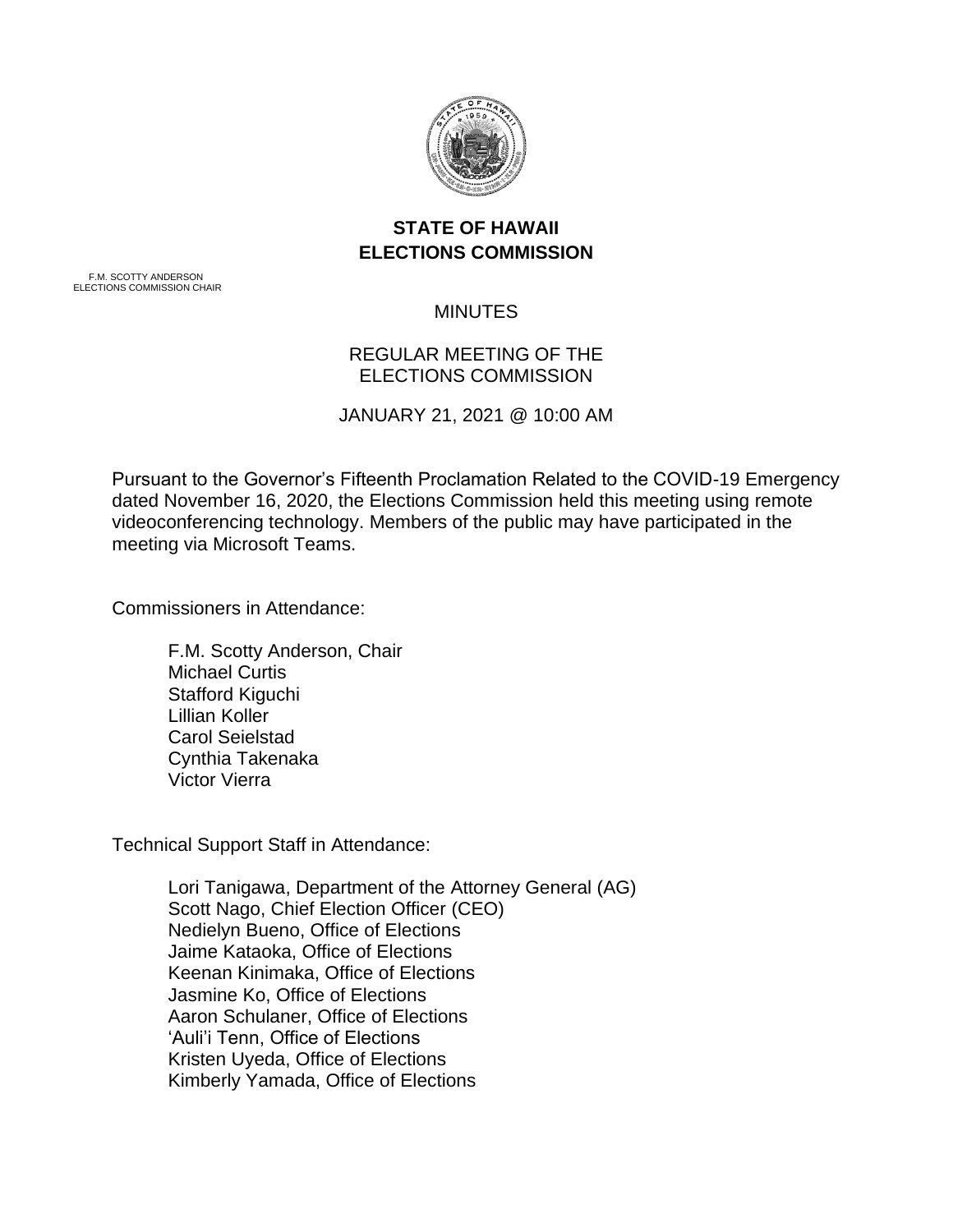**STATE OF HAWAII**
**ELECTIONS COMMISSION**

F.M. SCOTTY ANDERSON
ELECTIONS COMMISSION CHAIR

MINUTES

REGULAR MEETING OF THE
ELECTIONS COMMISSION

JANUARY 21, 2021 @ 10:00 AM

Pursuant to the Governor's Fifteenth Proclamation Related to the COVID-19 Emergency dated November 16, 2020, the Elections Commission held this meeting using remote videoconferencing technology. Members of the public may have participated in the meeting via Microsoft Teams.

Commissioners in Attendance:

- F.M. Scotty Anderson, Chair
- Michael Curtis
- Stafford Kiguchi
- Lillian Koller
- Carol Seielstad
- Cynthia Takenaka
- Victor Vierra

Technical Support Staff in Attendance:

- Lori Tanigawa, Department of the Attorney General (AG)
- Scott Nago, Chief Election Officer (CEO)
- Nedielyn Bueno, Office of Elections
- Jaime Kataoka, Office of Elections
- Keenan Kinimaka, Office of Elections
- Jasmine Ko, Office of Elections
- Aaron Schulaner, Office of Elections
- 'Auli'i Tenn, Office of Elections
- Kristen Uyeda, Office of Elections
- Kimberly Yamada, Office of Elections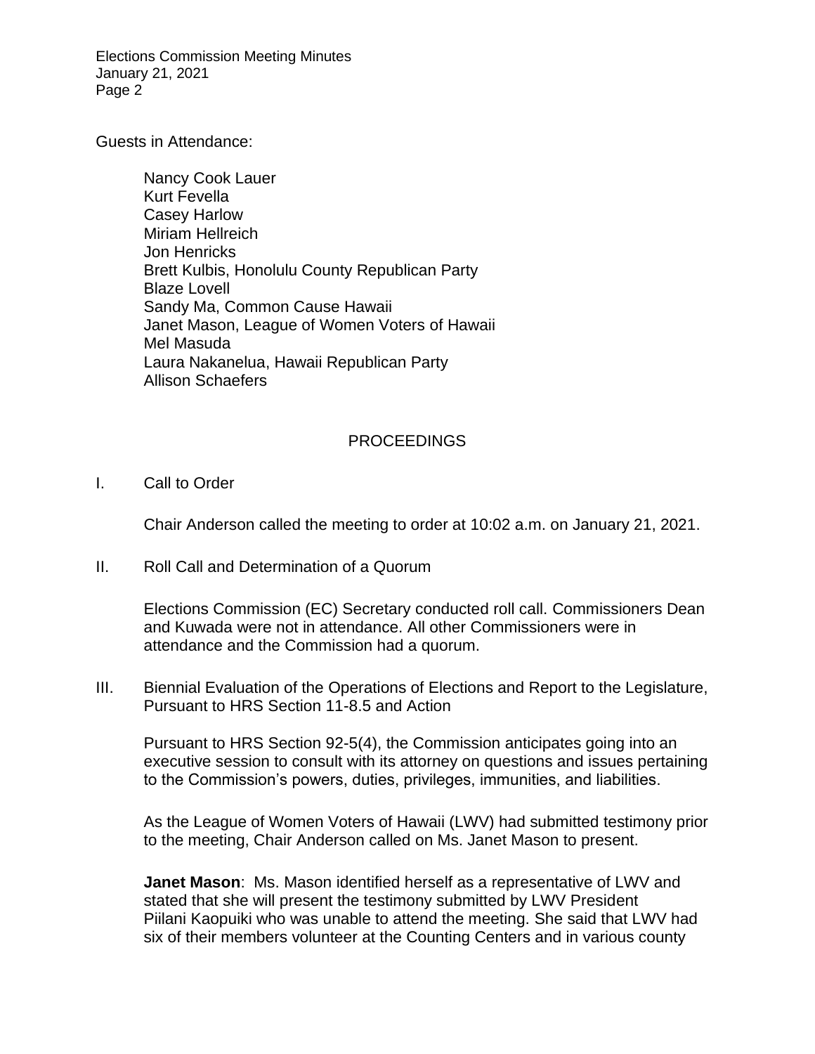Guests in Attendance:

Nancy Cook Lauer
Kurt Fevella
Casey Harlow
Miriam Hellreich
Jon Henricks
Brett Kulbis, Honolulu County Republican Party
Blaze Lovell
Sandy Ma, Common Cause Hawaii
Janet Mason, League of Women Voters of Hawaii
Mel Masuda
Laura Nakanelua, Hawaii Republican Party
Allison Schaefers

## PROCEEDINGS

I. Call to Order

Chair Anderson called the meeting to order at 10:02 a.m. on January 21, 2021.

II. Roll Call and Determination of a Quorum

Elections Commission (EC) Secretary conducted roll call. Commissioners Dean and Kuwada were not in attendance. All other Commissioners were in attendance and the Commission had a quorum.

III. Biennial Evaluation of the Operations of Elections and Report to the Legislature, Pursuant to HRS Section 11-8.5 and Action

Pursuant to HRS Section 92-5(4), the Commission anticipates going into an executive session to consult with its attorney on questions and issues pertaining to the Commission's powers, duties, privileges, immunities, and liabilities.

As the League of Women Voters of Hawaii (LWV) had submitted testimony prior to the meeting, Chair Anderson called on Ms. Janet Mason to present.

**Janet Mason**: Ms. Mason identified herself as a representative of LWV and stated that she will present the testimony submitted by LWV President Piilani Kaopuiki who was unable to attend the meeting. She said that LWV had six of their members volunteer at the Counting Centers and in various county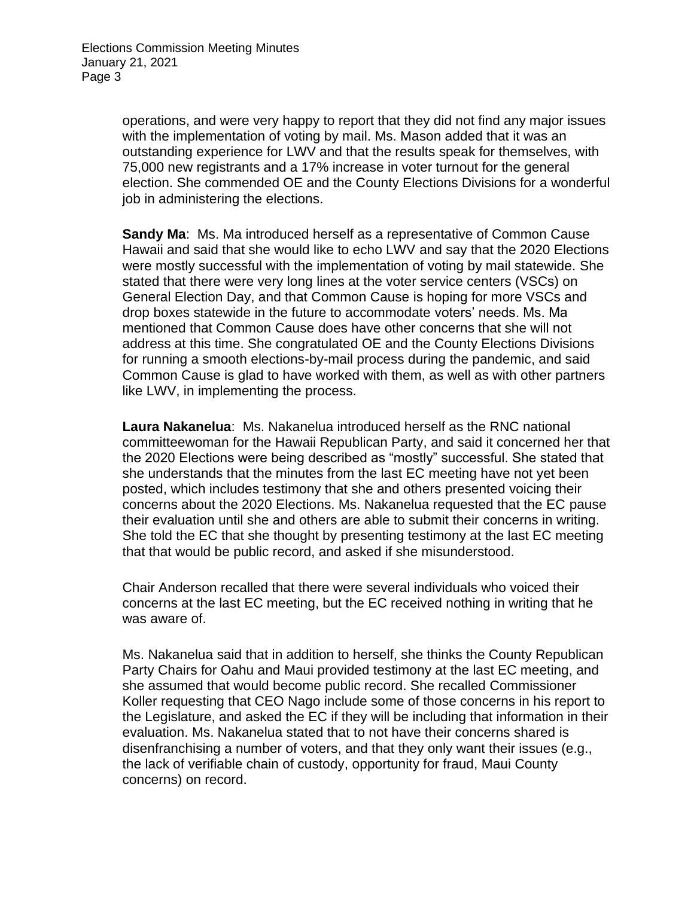operations, and were very happy to report that they did not find any major issues with the implementation of voting by mail. Ms. Mason added that it was an outstanding experience for LWV and that the results speak for themselves, with 75,000 new registrants and a 17% increase in voter turnout for the general election. She commended OE and the County Elections Divisions for a wonderful job in administering the elections.

**Sandy Ma**: Ms. Ma introduced herself as a representative of Common Cause Hawaii and said that she would like to echo LWV and say that the 2020 Elections were mostly successful with the implementation of voting by mail statewide. She stated that there were very long lines at the voter service centers (VSCs) on General Election Day, and that Common Cause is hoping for more VSCs and drop boxes statewide in the future to accommodate voters' needs. Ms. Ma mentioned that Common Cause does have other concerns that she will not address at this time. She congratulated OE and the County Elections Divisions for running a smooth elections-by-mail process during the pandemic, and said Common Cause is glad to have worked with them, as well as with other partners like LWV, in implementing the process.

**Laura Nakanelua**: Ms. Nakanelua introduced herself as the RNC national committeewoman for the Hawaii Republican Party, and said it concerned her that the 2020 Elections were being described as "mostly" successful. She stated that she understands that the minutes from the last EC meeting have not yet been posted, which includes testimony that she and others presented voicing their concerns about the 2020 Elections. Ms. Nakanelua requested that the EC pause their evaluation until she and others are able to submit their concerns in writing. She told the EC that she thought by presenting testimony at the last EC meeting that that would be public record, and asked if she misunderstood.

Chair Anderson recalled that there were several individuals who voiced their concerns at the last EC meeting, but the EC received nothing in writing that he was aware of.

Ms. Nakanelua said that in addition to herself, she thinks the County Republican Party Chairs for Oahu and Maui provided testimony at the last EC meeting, and she assumed that would become public record. She recalled Commissioner Koller requesting that CEO Nago include some of those concerns in his report to the Legislature, and asked the EC if they will be including that information in their evaluation. Ms. Nakanelua stated that to not have their concerns shared is disenfranchising a number of voters, and that they only want their issues (e.g., the lack of verifiable chain of custody, opportunity for fraud, Maui County concerns) on record.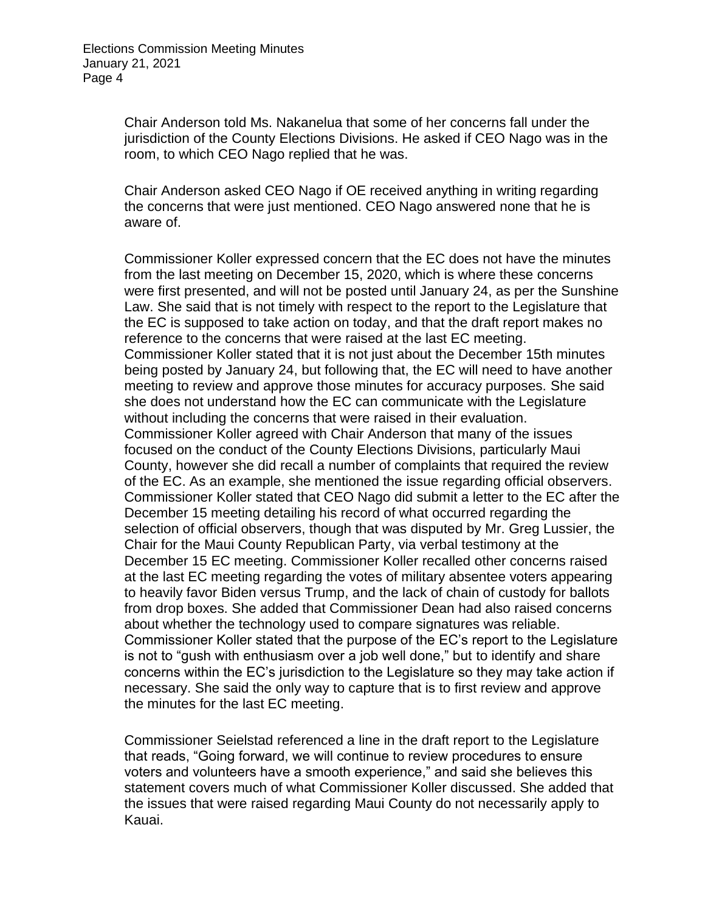Chair Anderson told Ms. Nakanelua that some of her concerns fall under the jurisdiction of the County Elections Divisions. He asked if CEO Nago was in the room, to which CEO Nago replied that he was.

Chair Anderson asked CEO Nago if OE received anything in writing regarding the concerns that were just mentioned. CEO Nago answered none that he is aware of.

Commissioner Koller expressed concern that the EC does not have the minutes from the last meeting on December 15, 2020, which is where these concerns were first presented, and will not be posted until January 24, as per the Sunshine Law. She said that is not timely with respect to the report to the Legislature that the EC is supposed to take action on today, and that the draft report makes no reference to the concerns that were raised at the last EC meeting. Commissioner Koller stated that it is not just about the December 15th minutes being posted by January 24, but following that, the EC will need to have another meeting to review and approve those minutes for accuracy purposes. She said she does not understand how the EC can communicate with the Legislature without including the concerns that were raised in their evaluation. Commissioner Koller agreed with Chair Anderson that many of the issues focused on the conduct of the County Elections Divisions, particularly Maui County, however she did recall a number of complaints that required the review of the EC. As an example, she mentioned the issue regarding official observers. Commissioner Koller stated that CEO Nago did submit a letter to the EC after the December 15 meeting detailing his record of what occurred regarding the selection of official observers, though that was disputed by Mr. Greg Lussier, the Chair for the Maui County Republican Party, via verbal testimony at the December 15 EC meeting. Commissioner Koller recalled other concerns raised at the last EC meeting regarding the votes of military absentee voters appearing to heavily favor Biden versus Trump, and the lack of chain of custody for ballots from drop boxes. She added that Commissioner Dean had also raised concerns about whether the technology used to compare signatures was reliable. Commissioner Koller stated that the purpose of the EC's report to the Legislature is not to "gush with enthusiasm over a job well done," but to identify and share concerns within the EC's jurisdiction to the Legislature so they may take action if necessary. She said the only way to capture that is to first review and approve the minutes for the last EC meeting.

Commissioner Seielstad referenced a line in the draft report to the Legislature that reads, "Going forward, we will continue to review procedures to ensure voters and volunteers have a smooth experience," and said she believes this statement covers much of what Commissioner Koller discussed. She added that the issues that were raised regarding Maui County do not necessarily apply to Kauai.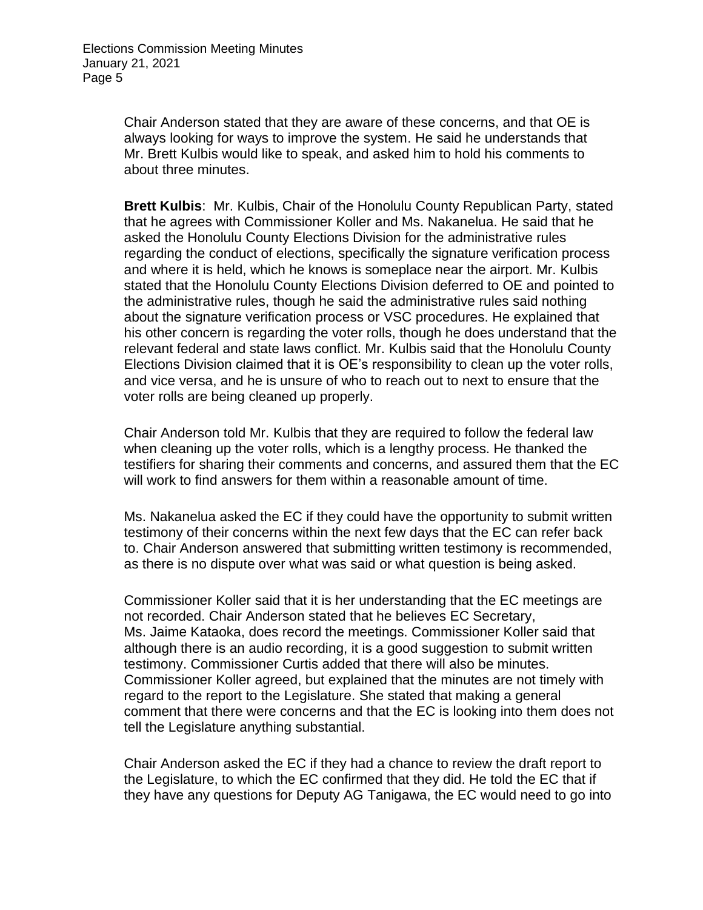Chair Anderson stated that they are aware of these concerns, and that OE is always looking for ways to improve the system. He said he understands that Mr. Brett Kulbis would like to speak, and asked him to hold his comments to about three minutes.

**Brett Kulbis**: Mr. Kulbis, Chair of the Honolulu County Republican Party, stated that he agrees with Commissioner Koller and Ms. Nakanelua. He said that he asked the Honolulu County Elections Division for the administrative rules regarding the conduct of elections, specifically the signature verification process and where it is held, which he knows is someplace near the airport. Mr. Kulbis stated that the Honolulu County Elections Division deferred to OE and pointed to the administrative rules, though he said the administrative rules said nothing about the signature verification process or VSC procedures. He explained that his other concern is regarding the voter rolls, though he does understand that the relevant federal and state laws conflict. Mr. Kulbis said that the Honolulu County Elections Division claimed that it is OE's responsibility to clean up the voter rolls, and vice versa, and he is unsure of who to reach out to next to ensure that the voter rolls are being cleaned up properly.

Chair Anderson told Mr. Kulbis that they are required to follow the federal law when cleaning up the voter rolls, which is a lengthy process. He thanked the testifiers for sharing their comments and concerns, and assured them that the EC will work to find answers for them within a reasonable amount of time.

Ms. Nakanelua asked the EC if they could have the opportunity to submit written testimony of their concerns within the next few days that the EC can refer back to. Chair Anderson answered that submitting written testimony is recommended, as there is no dispute over what was said or what question is being asked.

Commissioner Koller said that it is her understanding that the EC meetings are not recorded. Chair Anderson stated that he believes EC Secretary, Ms. Jaime Kataoka, does record the meetings. Commissioner Koller said that although there is an audio recording, it is a good suggestion to submit written testimony. Commissioner Curtis added that there will also be minutes. Commissioner Koller agreed, but explained that the minutes are not timely with regard to the report to the Legislature. She stated that making a general comment that there were concerns and that the EC is looking into them does not tell the Legislature anything substantial.

Chair Anderson asked the EC if they had a chance to review the draft report to the Legislature, to which the EC confirmed that they did. He told the EC that if they have any questions for Deputy AG Tanigawa, the EC would need to go into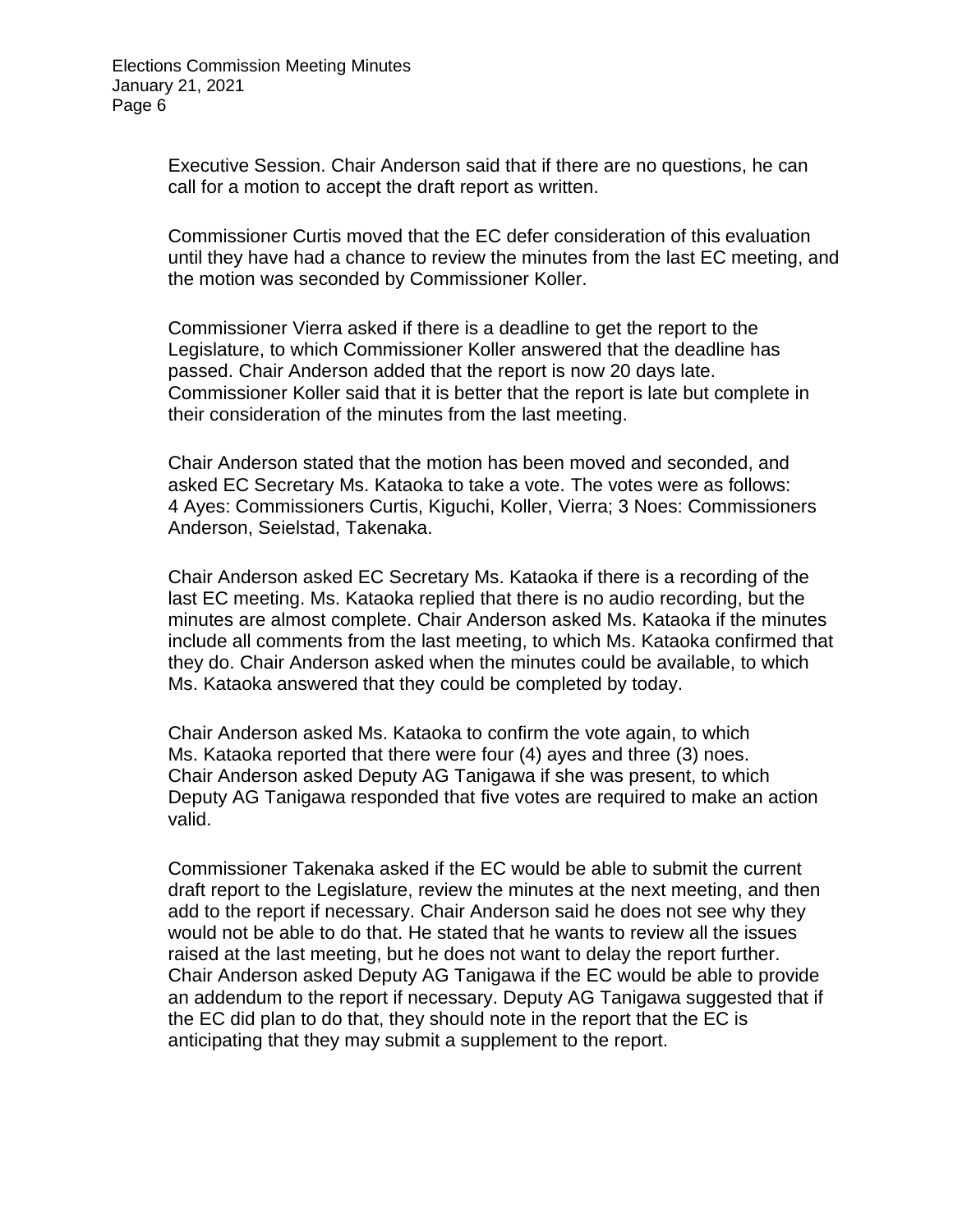Executive Session. Chair Anderson said that if there are no questions, he can call for a motion to accept the draft report as written.

Commissioner Curtis moved that the EC defer consideration of this evaluation until they have had a chance to review the minutes from the last EC meeting, and the motion was seconded by Commissioner Koller.

Commissioner Vierra asked if there is a deadline to get the report to the Legislature, to which Commissioner Koller answered that the deadline has passed. Chair Anderson added that the report is now 20 days late. Commissioner Koller said that it is better that the report is late but complete in their consideration of the minutes from the last meeting.

Chair Anderson stated that the motion has been moved and seconded, and asked EC Secretary Ms. Kataoka to take a vote. The votes were as follows: 4 Ayes: Commissioners Curtis, Kiguchi, Koller, Vierra; 3 Noes: Commissioners Anderson, Seielstad, Takenaka.

Chair Anderson asked EC Secretary Ms. Kataoka if there is a recording of the last EC meeting. Ms. Kataoka replied that there is no audio recording, but the minutes are almost complete. Chair Anderson asked Ms. Kataoka if the minutes include all comments from the last meeting, to which Ms. Kataoka confirmed that they do. Chair Anderson asked when the minutes could be available, to which Ms. Kataoka answered that they could be completed by today.

Chair Anderson asked Ms. Kataoka to confirm the vote again, to which Ms. Kataoka reported that there were four (4) ayes and three (3) noes. Chair Anderson asked Deputy AG Tanigawa if she was present, to which Deputy AG Tanigawa responded that five votes are required to make an action valid.

Commissioner Takenaka asked if the EC would be able to submit the current draft report to the Legislature, review the minutes at the next meeting, and then add to the report if necessary. Chair Anderson said he does not see why they would not be able to do that. He stated that he wants to review all the issues raised at the last meeting, but he does not want to delay the report further. Chair Anderson asked Deputy AG Tanigawa if the EC would be able to provide an addendum to the report if necessary. Deputy AG Tanigawa suggested that if the EC did plan to do that, they should note in the report that the EC is anticipating that they may submit a supplement to the report.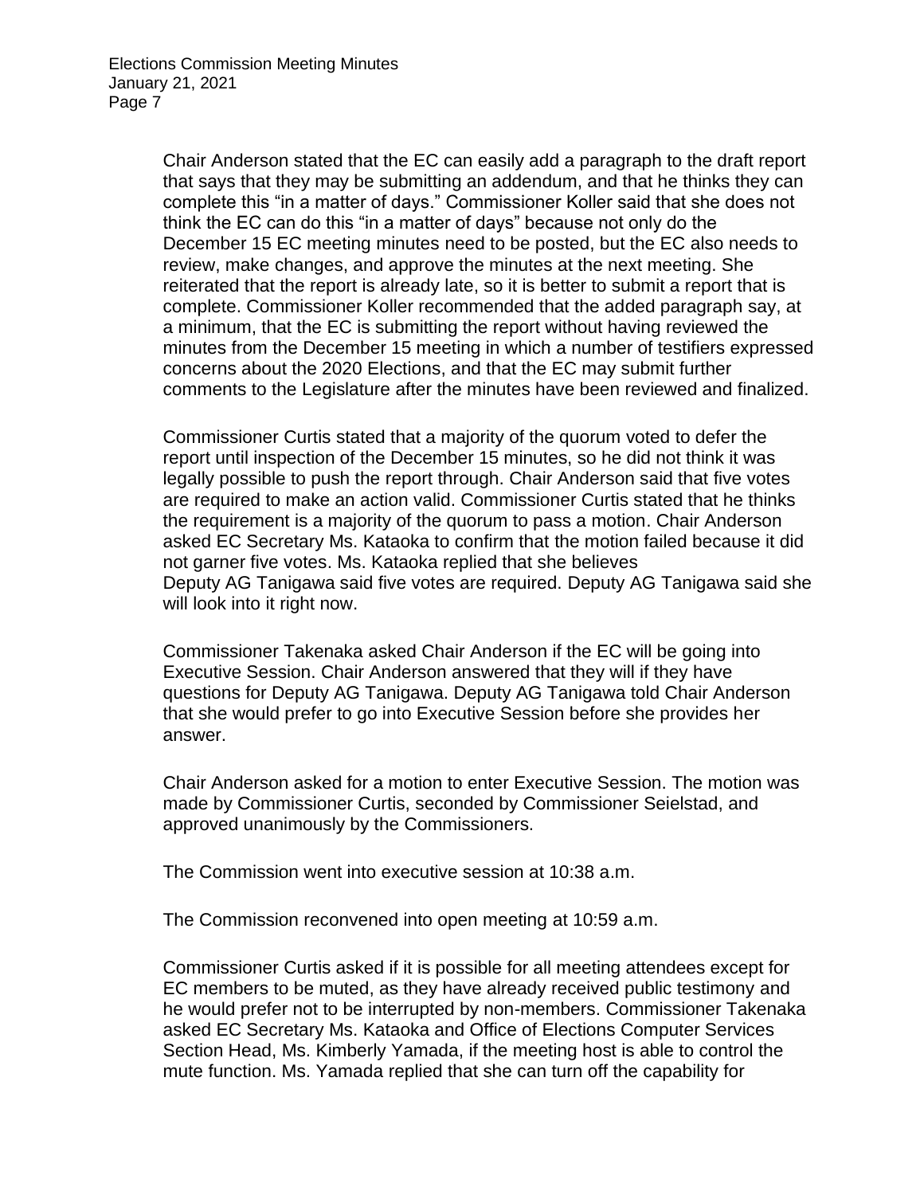Chair Anderson stated that the EC can easily add a paragraph to the draft report that says that they may be submitting an addendum, and that he thinks they can complete this "in a matter of days." Commissioner Koller said that she does not think the EC can do this "in a matter of days" because not only do the December 15 EC meeting minutes need to be posted, but the EC also needs to review, make changes, and approve the minutes at the next meeting. She reiterated that the report is already late, so it is better to submit a report that is complete. Commissioner Koller recommended that the added paragraph say, at a minimum, that the EC is submitting the report without having reviewed the minutes from the December 15 meeting in which a number of testifiers expressed concerns about the 2020 Elections, and that the EC may submit further comments to the Legislature after the minutes have been reviewed and finalized.

Commissioner Curtis stated that a majority of the quorum voted to defer the report until inspection of the December 15 minutes, so he did not think it was legally possible to push the report through. Chair Anderson said that five votes are required to make an action valid. Commissioner Curtis stated that he thinks the requirement is a majority of the quorum to pass a motion. Chair Anderson asked EC Secretary Ms. Kataoka to confirm that the motion failed because it did not garner five votes. Ms. Kataoka replied that she believes Deputy AG Tanigawa said five votes are required. Deputy AG Tanigawa said she will look into it right now.

Commissioner Takenaka asked Chair Anderson if the EC will be going into Executive Session. Chair Anderson answered that they will if they have questions for Deputy AG Tanigawa. Deputy AG Tanigawa told Chair Anderson that she would prefer to go into Executive Session before she provides her answer.

Chair Anderson asked for a motion to enter Executive Session. The motion was made by Commissioner Curtis, seconded by Commissioner Seielstad, and approved unanimously by the Commissioners.

The Commission went into executive session at 10:38 a.m.

The Commission reconvened into open meeting at 10:59 a.m.

Commissioner Curtis asked if it is possible for all meeting attendees except for EC members to be muted, as they have already received public testimony and he would prefer not to be interrupted by non-members. Commissioner Takenaka asked EC Secretary Ms. Kataoka and Office of Elections Computer Services Section Head, Ms. Kimberly Yamada, if the meeting host is able to control the mute function. Ms. Yamada replied that she can turn off the capability for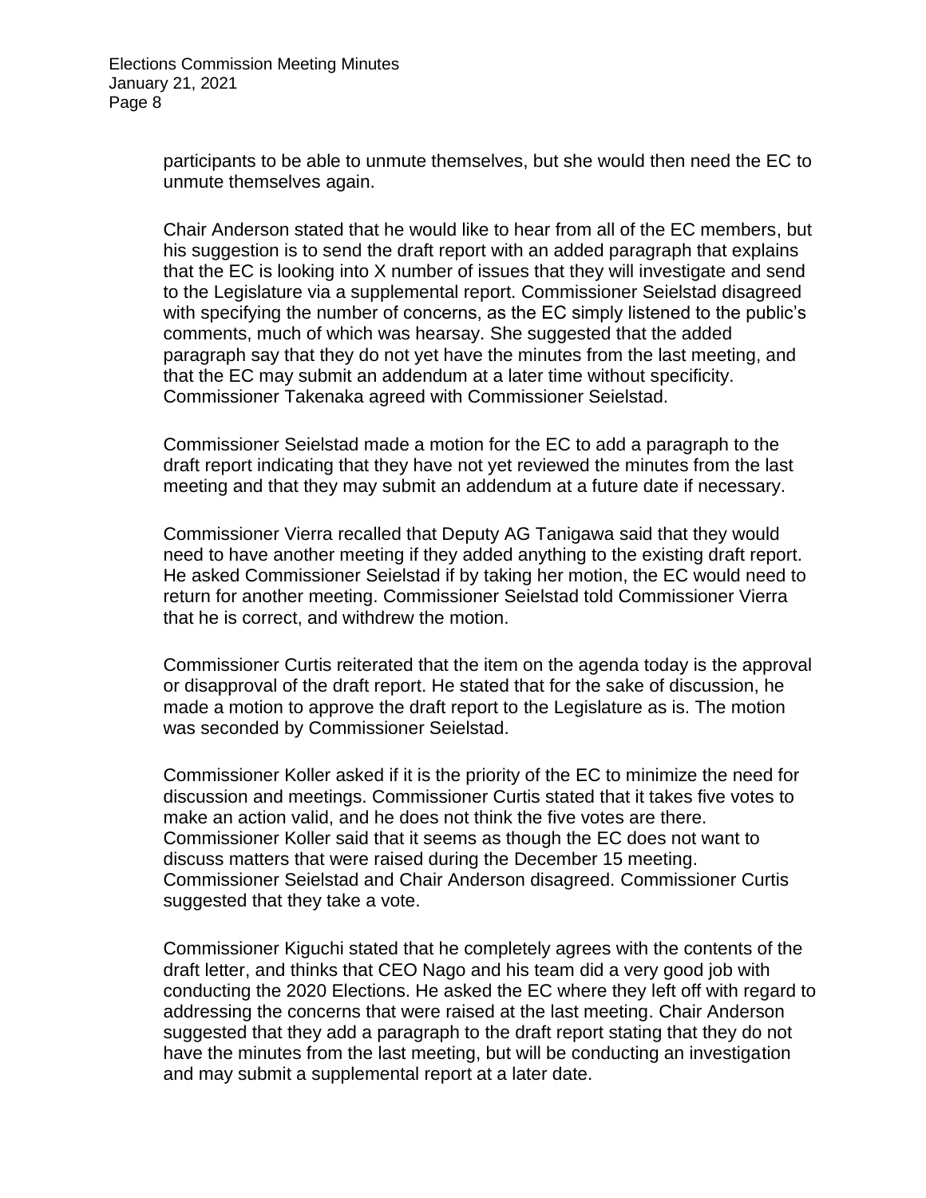participants to be able to unmute themselves, but she would then need the EC to unmute themselves again.

Chair Anderson stated that he would like to hear from all of the EC members, but his suggestion is to send the draft report with an added paragraph that explains that the EC is looking into X number of issues that they will investigate and send to the Legislature via a supplemental report. Commissioner Seielstad disagreed with specifying the number of concerns, as the EC simply listened to the public's comments, much of which was hearsay. She suggested that the added paragraph say that they do not yet have the minutes from the last meeting, and that the EC may submit an addendum at a later time without specificity. Commissioner Takenaka agreed with Commissioner Seielstad.

Commissioner Seielstad made a motion for the EC to add a paragraph to the draft report indicating that they have not yet reviewed the minutes from the last meeting and that they may submit an addendum at a future date if necessary.

Commissioner Vierra recalled that Deputy AG Tanigawa said that they would need to have another meeting if they added anything to the existing draft report. He asked Commissioner Seielstad if by taking her motion, the EC would need to return for another meeting. Commissioner Seielstad told Commissioner Vierra that he is correct, and withdrew the motion.

Commissioner Curtis reiterated that the item on the agenda today is the approval or disapproval of the draft report. He stated that for the sake of discussion, he made a motion to approve the draft report to the Legislature as is. The motion was seconded by Commissioner Seielstad.

Commissioner Koller asked if it is the priority of the EC to minimize the need for discussion and meetings. Commissioner Curtis stated that it takes five votes to make an action valid, and he does not think the five votes are there. Commissioner Koller said that it seems as though the EC does not want to discuss matters that were raised during the December 15 meeting. Commissioner Seielstad and Chair Anderson disagreed. Commissioner Curtis suggested that they take a vote.

Commissioner Kiguchi stated that he completely agrees with the contents of the draft letter, and thinks that CEO Nago and his team did a very good job with conducting the 2020 Elections. He asked the EC where they left off with regard to addressing the concerns that were raised at the last meeting. Chair Anderson suggested that they add a paragraph to the draft report stating that they do not have the minutes from the last meeting, but will be conducting an investigation and may submit a supplemental report at a later date.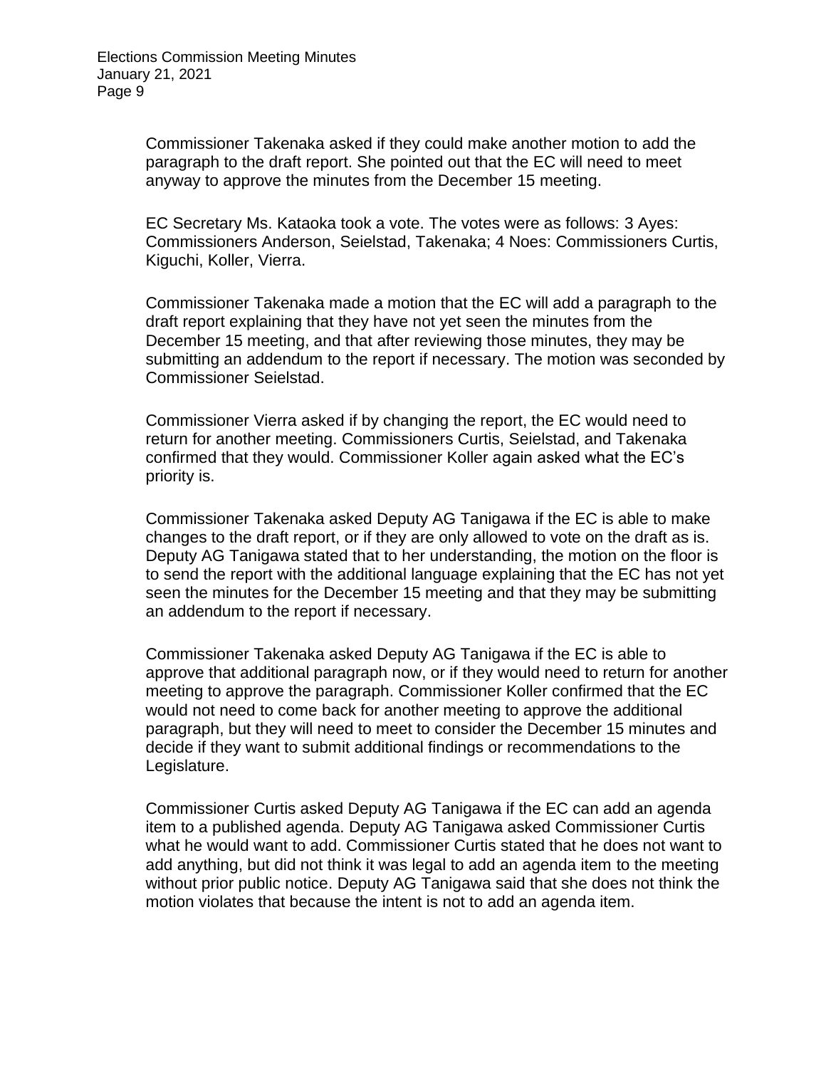Commissioner Takenaka asked if they could make another motion to add the paragraph to the draft report. She pointed out that the EC will need to meet anyway to approve the minutes from the December 15 meeting.

EC Secretary Ms. Kataoka took a vote. The votes were as follows: 3 Ayes: Commissioners Anderson, Seielstad, Takenaka; 4 Noes: Commissioners Curtis, Kiguchi, Koller, Vierra.

Commissioner Takenaka made a motion that the EC will add a paragraph to the draft report explaining that they have not yet seen the minutes from the December 15 meeting, and that after reviewing those minutes, they may be submitting an addendum to the report if necessary. The motion was seconded by Commissioner Seielstad.

Commissioner Vierra asked if by changing the report, the EC would need to return for another meeting. Commissioners Curtis, Seielstad, and Takenaka confirmed that they would. Commissioner Koller again asked what the EC's priority is.

Commissioner Takenaka asked Deputy AG Tanigawa if the EC is able to make changes to the draft report, or if they are only allowed to vote on the draft as is. Deputy AG Tanigawa stated that to her understanding, the motion on the floor is to send the report with the additional language explaining that the EC has not yet seen the minutes for the December 15 meeting and that they may be submitting an addendum to the report if necessary.

Commissioner Takenaka asked Deputy AG Tanigawa if the EC is able to approve that additional paragraph now, or if they would need to return for another meeting to approve the paragraph. Commissioner Koller confirmed that the EC would not need to come back for another meeting to approve the additional paragraph, but they will need to meet to consider the December 15 minutes and decide if they want to submit additional findings or recommendations to the Legislature.

Commissioner Curtis asked Deputy AG Tanigawa if the EC can add an agenda item to a published agenda. Deputy AG Tanigawa asked Commissioner Curtis what he would want to add. Commissioner Curtis stated that he does not want to add anything, but did not think it was legal to add an agenda item to the meeting without prior public notice. Deputy AG Tanigawa said that she does not think the motion violates that because the intent is not to add an agenda item.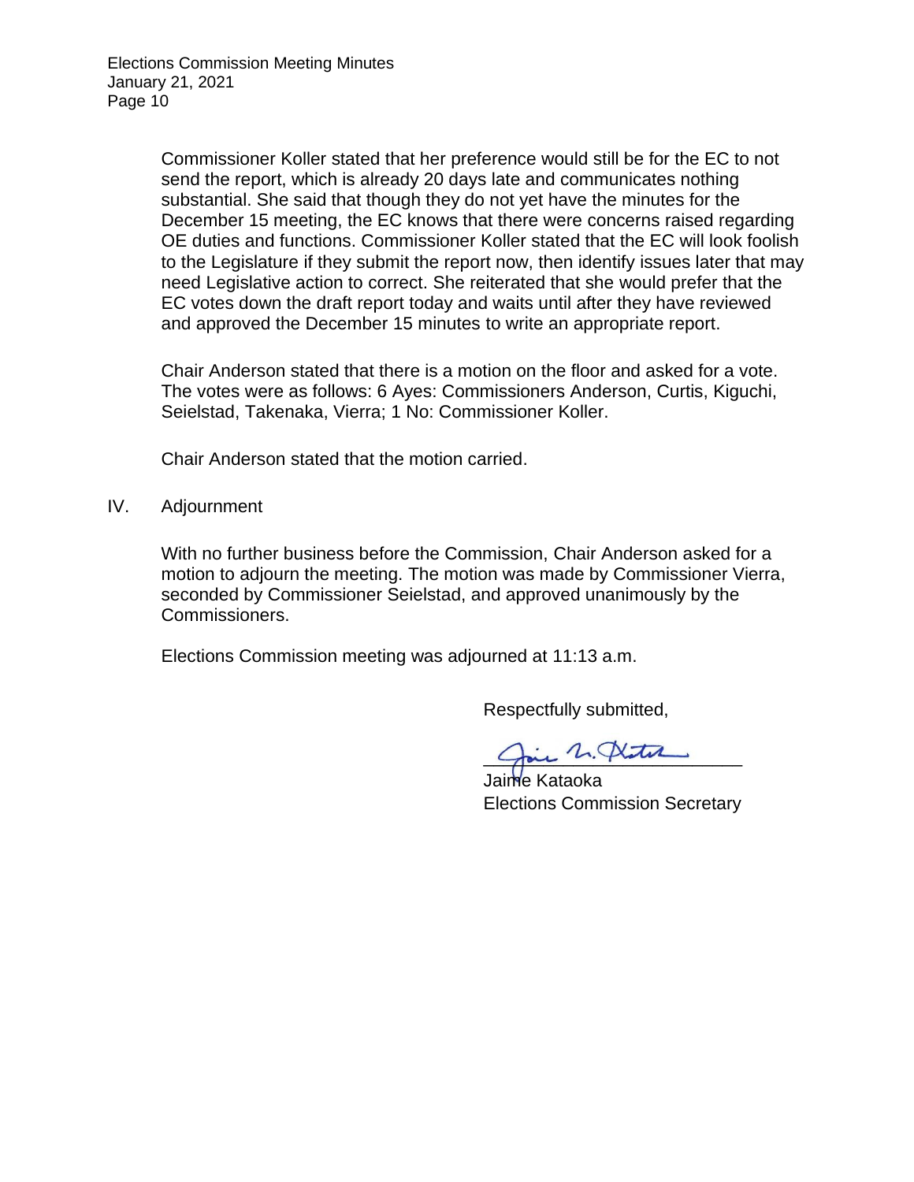Commissioner Koller stated that her preference would still be for the EC to not send the report, which is already 20 days late and communicates nothing substantial. She said that though they do not yet have the minutes for the December 15 meeting, the EC knows that there were concerns raised regarding OE duties and functions. Commissioner Koller stated that the EC will look foolish to the Legislature if they submit the report now, then identify issues later that may need Legislative action to correct. She reiterated that she would prefer that the EC votes down the draft report today and waits until after they have reviewed and approved the December 15 minutes to write an appropriate report.

Chair Anderson stated that there is a motion on the floor and asked for a vote. The votes were as follows: 6 Ayes: Commissioners Anderson, Curtis, Kiguchi, Seielstad, Takenaka, Vierra; 1 No: Commissioner Koller.

Chair Anderson stated that the motion carried.

## IV. Adjournment

With no further business before the Commission, Chair Anderson asked for a motion to adjourn the meeting. The motion was made by Commissioner Vierra, seconded by Commissioner Seielstad, and approved unanimously by the Commissioners.

Elections Commission meeting was adjourned at 11:13 a.m.

Respectfully submitted,

Jaime Kataoka
Elections Commission Secretary